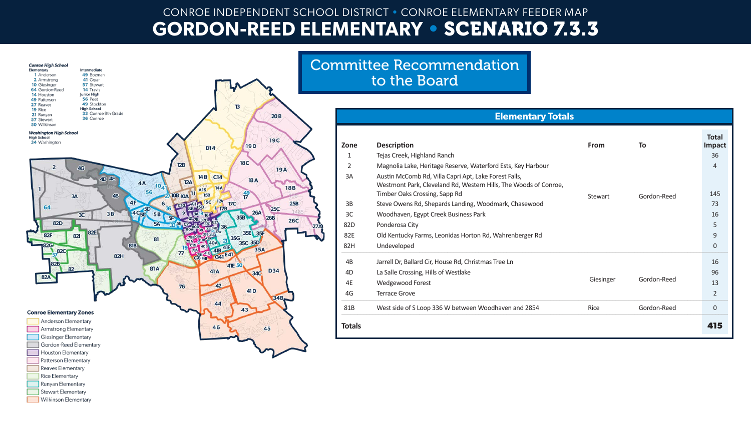# CONROE INDEPENDENT SCHOOL DISTRICT • CONROE ELEMENTARY FEEDER MAP

# GORDON-REED ELEMENTARY • SCENARIO 7.3.3

**Conroe High School**

Elementary
- 1 Anderson
- 2 Armstrong
- 10 Giesinger
- 64 Gordon-Reed
- 14 Houston
- 49 Patterson
- 27 Reaves
- 19 Rice
- 21 Runyan
- 57 Stewart
- 50 Wilkinson

Intermediate
- 49 Bozman
- 41 Cryar
- 57 Stewart
- 14 Travis

Junior High
- 56 Peet
- 49 Stockton

High School
- 33 Conroe 9th Grade
- 36 Conroe

**Washington High School**

High School
- 34 Washington

**Conroe Elementary Zones**
- Anderson Elementary
- Armstrong Elementary
- Giesinger Elementary
- Gordon-Reed Elementary
- Houston Elementary
- Patterson Elementary
- Reaves Elementary
- Rice Elementary
- Runyan Elementary
- Stewart Elementary
- Wilkinson Elementary

## Committee Recommendation to the Board

### Elementary Totals

| Zone | Description | From | To | Total Impact |
|---|---|---|---|---|
| 1 | Tejas Creek, Highland Ranch | Stewart | Gordon-Reed | 36 |
| 2 | Magnolia Lake, Heritage Reserve, Waterford Ests, Key Harbour | Stewart | Gordon-Reed | 4 |
| 3A | Austin McComb Rd, Villa Capri Apt, Lake Forest Falls, Westmont Park, Cleveland Rd, Western Hills, The Woods of Conroe, Timber Oaks Crossing, Sapp Rd | Stewart | Gordon-Reed | 145 |
| 3B | Steve Owens Rd, Shepards Landing, Woodmark, Chasewood | Stewart | Gordon-Reed | 73 |
| 3C | Woodhaven, Egypt Creek Business Park | Stewart | Gordon-Reed | 16 |
| 82D | Ponderosa City | Stewart | Gordon-Reed | 5 |
| 82E | Old Kentucky Farms, Leonidas Horton Rd, Wahrenberger Rd | Stewart | Gordon-Reed | 9 |
| 82H | Undeveloped | Stewart | Gordon-Reed | 0 |
| 4B | Jarrell Dr, Ballard Cir, House Rd, Christmas Tree Ln | Giesinger | Gordon-Reed | 16 |
| 4D | La Salle Crossing, Hills of Westlake | Giesinger | Gordon-Reed | 96 |
| 4E | Wedgewood Forest | Giesinger | Gordon-Reed | 13 |
| 4G | Terrace Grove | Giesinger | Gordon-Reed | 2 |
| 81B | West side of S Loop 336 W between Woodhaven and 2854 | Rice | Gordon-Reed | 0 |
| **Totals** | | | | **415** |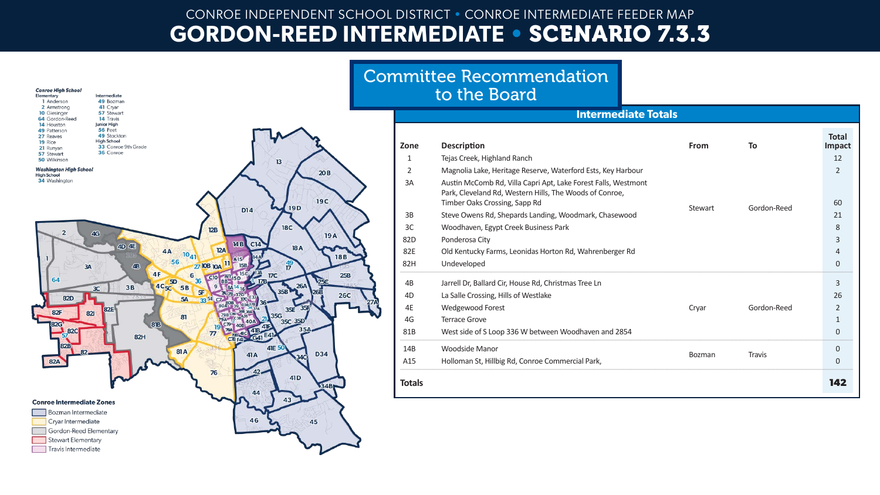CONROE INDEPENDENT SCHOOL DISTRICT • CONROE INTERMEDIATE FEEDER MAP

# GORDON-REED INTERMEDIATE • SCENARIO 7.3.3

**Conroe High School**

Elementary
1 Anderson
2 Armstrong
10 Giesinger
64 Gordon-Reed
14 Houston
49 Patterson
27 Reaves
19 Rice
21 Runyan
57 Stewart
50 Wilkinson

Intermediate
49 Bozman
41 Cryar
57 Stewart
14 Travis

Junior High
56 Peet
49 Stockton

High School
33 Conroe 9th Grade
36 Conroe

**Washington High School**

High School
34 Washington

**Conroe Intermediate Zones**

- Bozman Intermediate
- Cryar Intermediate
- Gordon-Reed Elementary
- Stewart Elementary
- Travis Intermediate

## Committee Recommendation to the Board

**Intermediate Totals**

| Zone | Description | From | To | Total Impact |
|---|---|---|---|---|
| 1 | Tejas Creek, Highland Ranch | Stewart | Gordon-Reed | 12 |
| 2 | Magnolia Lake, Heritage Reserve, Waterford Ests, Key Harbour | | | 2 |
| 3A | Austin McComb Rd, Villa Capri Apt, Lake Forest Falls, Westmont Park, Cleveland Rd, Western Hills, The Woods of Conroe, Timber Oaks Crossing, Sapp Rd | | | 60 |
| 3B | Steve Owens Rd, Shepards Landing, Woodmark, Chasewood | | | 21 |
| 3C | Woodhaven, Egypt Creek Business Park | | | 8 |
| 82D | Ponderosa City | | | 3 |
| 82E | Old Kentucky Farms, Leonidas Horton Rd, Wahrenberger Rd | | | 4 |
| 82H | Undeveloped | | | 0 |
| 4B | Jarrell Dr, Ballard Cir, House Rd, Christmas Tree Ln | Cryar | Gordon-Reed | 3 |
| 4D | La Salle Crossing, Hills of Westlake | | | 26 |
| 4E | Wedgewood Forest | | | 2 |
| 4G | Terrace Grove | | | 1 |
| 81B | West side of S Loop 336 W between Woodhaven and 2854 | | | 0 |
| 14B | Woodside Manor | Bozman | Travis | 0 |
| A15 | Holloman St, Hillbig Rd, Conroe Commercial Park, | | | 0 |
| **Totals** | | | | **142** |